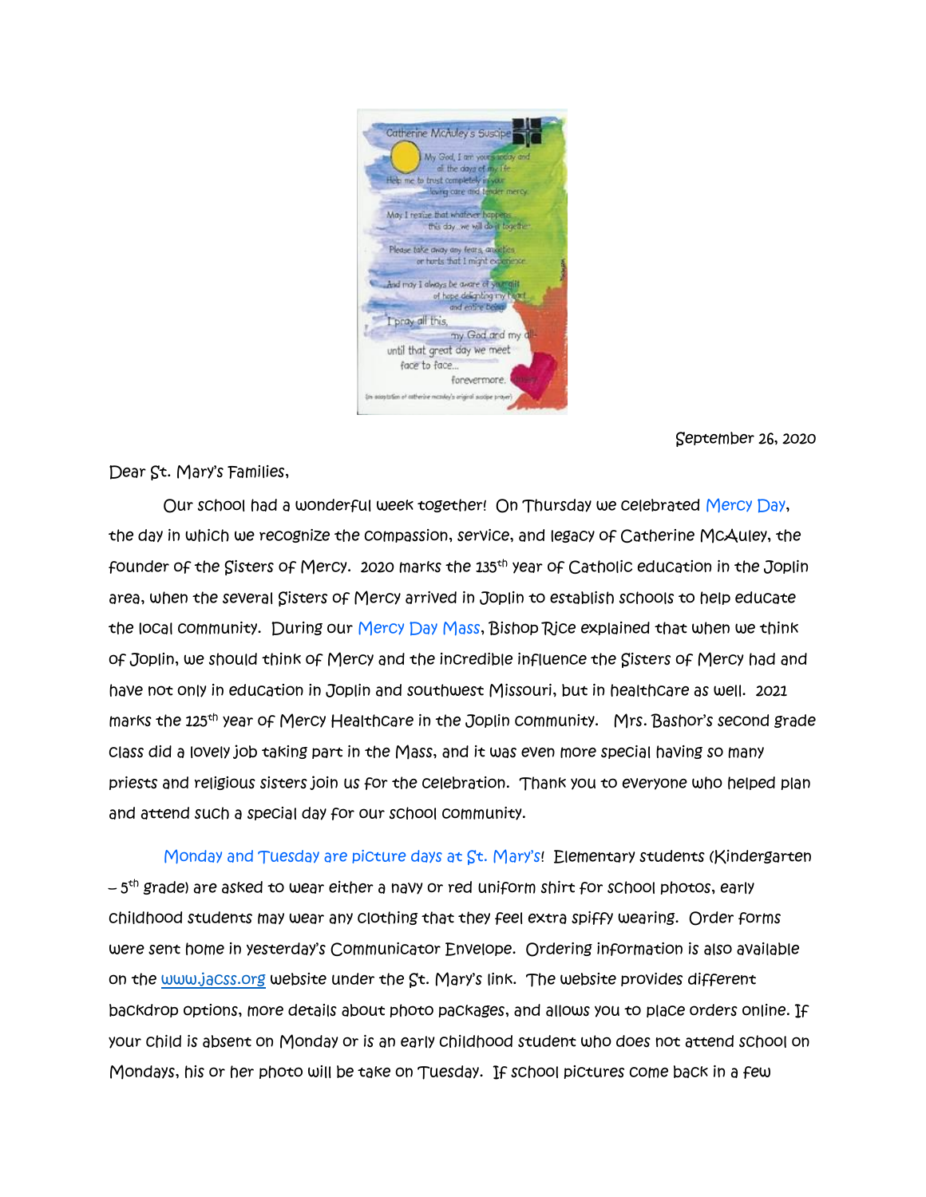September 26, 2020

Dear St. Mary's Families,

Our school had a wonderful week together! On Thursday we celebrated Mercy Day, the day in which we recognize the compassion, service, and legacy of Catherine McAuley, the founder of the Sisters of Mercy. 2020 marks the 135th year of Catholic education in the Joplin area, when the several Sisters of Mercy arrived in Joplin to establish schools to help educate the local community. During our Mercy Day Mass, Bishop Rice explained that when we think of Joplin, we should think of Mercy and the incredible influence the Sisters of Mercy had and have not only in education in Joplin and southwest Missouri, but in healthcare as well. 2021 marks the 125th year of Mercy Healthcare in the Joplin community. Mrs. Bashor's second grade class did a lovely job taking part in the Mass, and it was even more special having so many priests and religious sisters join us for the celebration. Thank you to everyone who helped plan and attend such a special day for our school community.

Monday and Tuesday are picture days at St. Mary's! Elementary students (Kindergarten – 5th grade) are asked to wear either a navy or red uniform shirt for school photos, early childhood students may wear any clothing that they feel extra spiffy wearing. Order forms were sent home in yesterday's Communicator Envelope. Ordering information is also available on the www.jacss.org website under the St. Mary's link. The website provides different backdrop options, more details about photo packages, and allows you to place orders online. If your child is absent on Monday or is an early childhood student who does not attend school on Mondays, his or her photo will be take on Tuesday. If school pictures come back in a few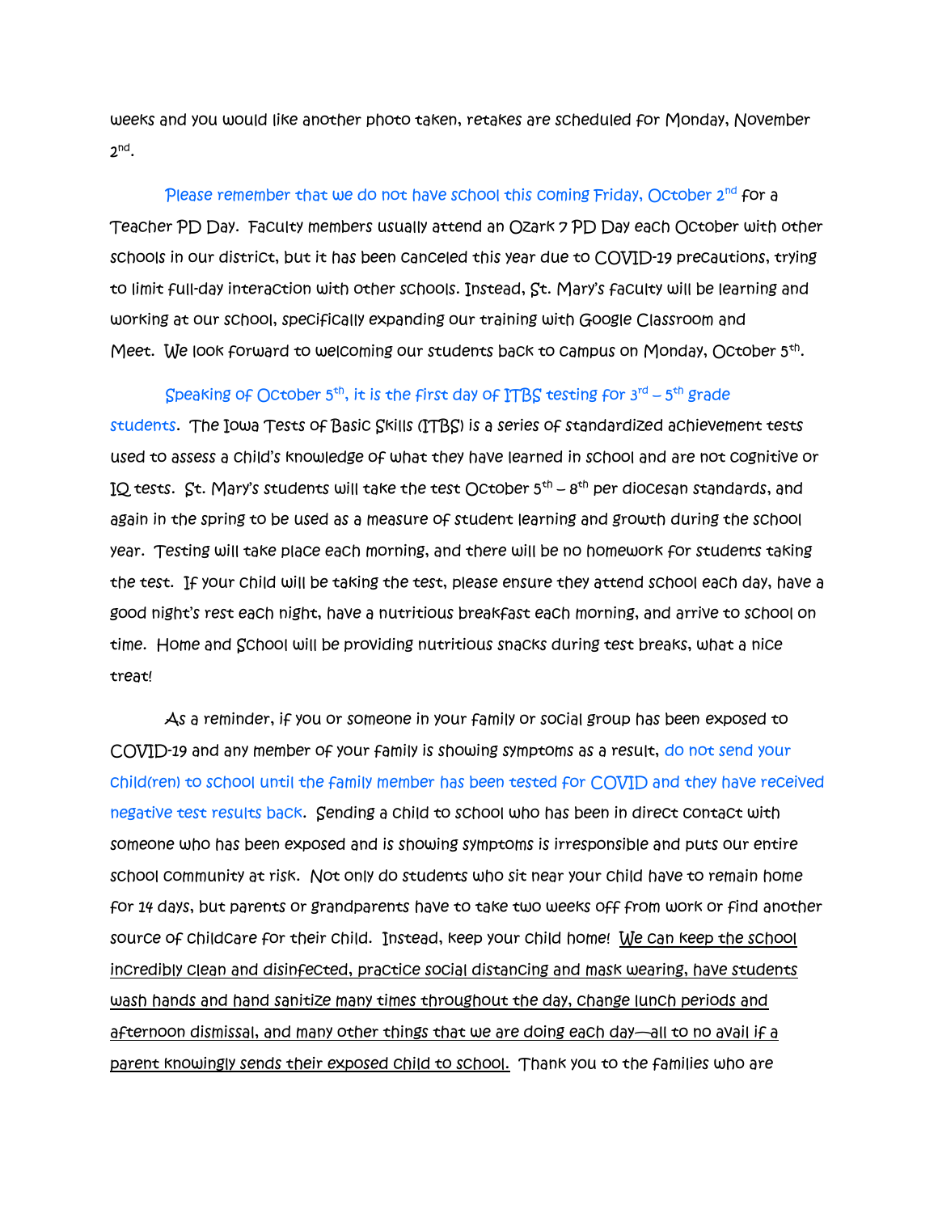weeks and you would like another photo taken, retakes are scheduled for Monday, November 2nd.

Please remember that we do not have school this coming Friday, October 2nd for a Teacher PD Day. Faculty members usually attend an Ozark 7 PD Day each October with other schools in our district, but it has been canceled this year due to COVID-19 precautions, trying to limit full-day interaction with other schools. Instead, St. Mary's faculty will be learning and working at our school, specifically expanding our training with Google Classroom and Meet. We look forward to welcoming our students back to campus on Monday, October 5th.

Speaking of October 5th, it is the first day of ITBS testing for 3rd – 5th grade students. The Iowa Tests of Basic Skills (ITBS) is a series of standardized achievement tests used to assess a child's knowledge of what they have learned in school and are not cognitive or IQ tests. St. Mary's students will take the test October 5th – 8th per diocesan standards, and again in the spring to be used as a measure of student learning and growth during the school year. Testing will take place each morning, and there will be no homework for students taking the test. If your child will be taking the test, please ensure they attend school each day, have a good night's rest each night, have a nutritious breakfast each morning, and arrive to school on time. Home and School will be providing nutritious snacks during test breaks, what a nice treat!

As a reminder, if you or someone in your family or social group has been exposed to COVID-19 and any member of your family is showing symptoms as a result, do not send your child(ren) to school until the family member has been tested for COVID and they have received negative test results back. Sending a child to school who has been in direct contact with someone who has been exposed and is showing symptoms is irresponsible and puts our entire school community at risk. Not only do students who sit near your child have to remain home for 14 days, but parents or grandparents have to take two weeks off from work or find another source of childcare for their child. Instead, keep your child home! <u>We can keep the school incredibly clean and disinfected, practice social distancing and mask wearing, have students wash hands and hand sanitize many times throughout the day, change lunch periods and afternoon dismissal, and many other things that we are doing each day—all to no avail if a parent knowingly sends their exposed child to school.</u> Thank you to the families who are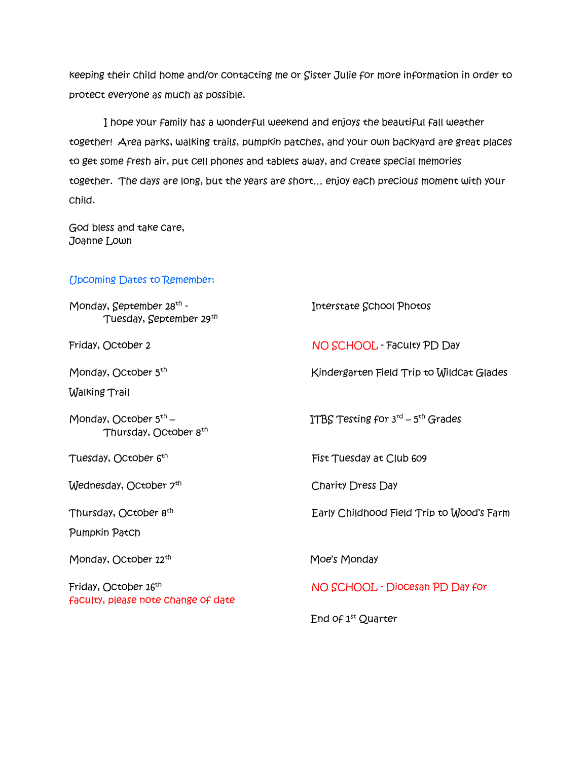keeping their child home and/or contacting me or Sister Julie for more information in order to protect everyone as much as possible.

I hope your family has a wonderful weekend and enjoys the beautiful fall weather together! Area parks, walking trails, pumpkin patches, and your own backyard are great places to get some fresh air, put cell phones and tablets away, and create special memories together. The days are long, but the years are short… enjoy each precious moment with your child.

God bless and take care,
Joanne Lown

## Upcoming Dates to Remember:

| | |
|---|---|
| Monday, September 28th - Tuesday, September 29th | Interstate School Photos |
| Friday, October 2 | NO SCHOOL - Faculty PD Day |
| Monday, October 5th | Kindergarten Field Trip to Wildcat Glades Walking Trail |
| Monday, October 5th – Thursday, October 8th | ITBS Testing for 3rd – 5th Grades |
| Tuesday, October 6th | Fist Tuesday at Club 609 |
| Wednesday, October 7th | Charity Dress Day |
| Thursday, October 8th | Early Childhood Field Trip to Wood's Farm Pumpkin Patch |
| Monday, October 12th | Moe's Monday |
| Friday, October 16th | NO SCHOOL - Diocesan PD Day for faculty, please note change of date |
| | End of 1st Quarter |